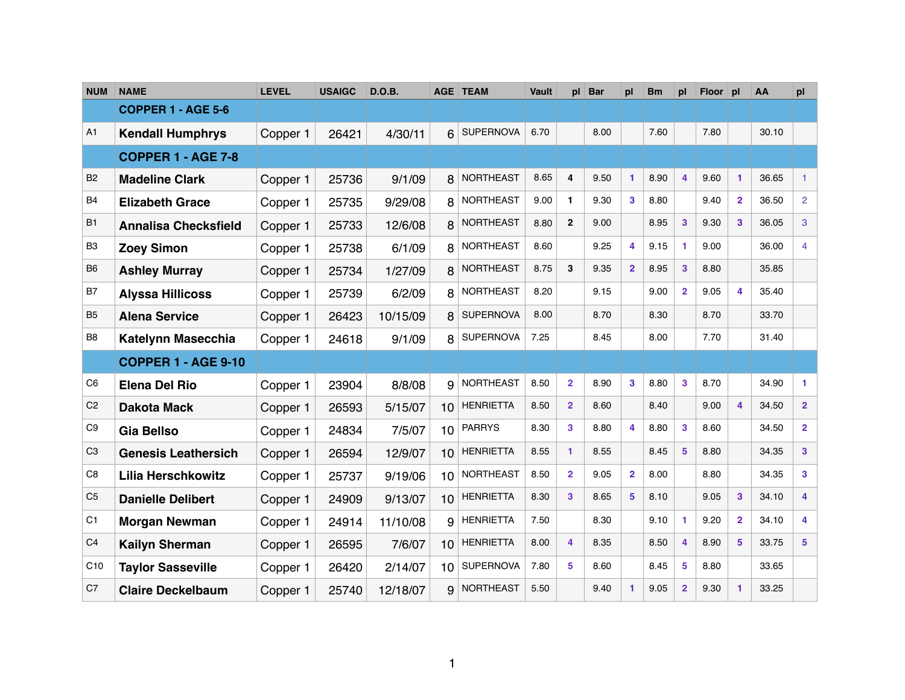| NUM | NAME | LEVEL | USAIGC | D.O.B. | AGE | TEAM | Vault | pl | Bar | pl | Bm | pl | Floor | pl | AA | pl |
|---|---|---|---|---|---|---|---|---|---|---|---|---|---|---|---|---|
| | **COPPER 1 - AGE 5-6** | | | | | | | | | | | | | | | |
| A1 | **Kendall Humphrys** | Copper 1 | 26421 | 4/30/11 | 6 | SUPERNOVA | 6.70 | | 8.00 | | 7.60 | | 7.80 | | 30.10 | |
| | **COPPER 1 - AGE 7-8** | | | | | | | | | | | | | | | |
| B2 | **Madeline Clark** | Copper 1 | 25736 | 9/1/09 | 8 | NORTHEAST | 8.65 | 4 | 9.50 | 1 | 8.90 | 4 | 9.60 | 1 | 36.65 | 1 |
| B4 | **Elizabeth Grace** | Copper 1 | 25735 | 9/29/08 | 8 | NORTHEAST | 9.00 | 1 | 9.30 | 3 | 8.80 | | 9.40 | 2 | 36.50 | 2 |
| B1 | **Annalisa Checksfield** | Copper 1 | 25733 | 12/6/08 | 8 | NORTHEAST | 8.80 | 2 | 9.00 | | 8.95 | 3 | 9.30 | 3 | 36.05 | 3 |
| B3 | **Zoey Simon** | Copper 1 | 25738 | 6/1/09 | 8 | NORTHEAST | 8.60 | | 9.25 | 4 | 9.15 | 1 | 9.00 | | 36.00 | 4 |
| B6 | **Ashley Murray** | Copper 1 | 25734 | 1/27/09 | 8 | NORTHEAST | 8.75 | 3 | 9.35 | 2 | 8.95 | 3 | 8.80 | | 35.85 | |
| B7 | **Alyssa Hillicoss** | Copper 1 | 25739 | 6/2/09 | 8 | NORTHEAST | 8.20 | | 9.15 | | 9.00 | 2 | 9.05 | 4 | 35.40 | |
| B5 | **Alena Service** | Copper 1 | 26423 | 10/15/09 | 8 | SUPERNOVA | 8.00 | | 8.70 | | 8.30 | | 8.70 | | 33.70 | |
| B8 | **Katelynn Masecchia** | Copper 1 | 24618 | 9/1/09 | 8 | SUPERNOVA | 7.25 | | 8.45 | | 8.00 | | 7.70 | | 31.40 | |
| | **COPPER 1 - AGE 9-10** | | | | | | | | | | | | | | | |
| C6 | **Elena Del Rio** | Copper 1 | 23904 | 8/8/08 | 9 | NORTHEAST | 8.50 | 2 | 8.90 | 3 | 8.80 | 3 | 8.70 | | 34.90 | 1 |
| C2 | **Dakota Mack** | Copper 1 | 26593 | 5/15/07 | 10 | HENRIETTA | 8.50 | 2 | 8.60 | | 8.40 | | 9.00 | 4 | 34.50 | 2 |
| C9 | **Gia Bellso** | Copper 1 | 24834 | 7/5/07 | 10 | PARRYS | 8.30 | 3 | 8.80 | 4 | 8.80 | 3 | 8.60 | | 34.50 | 2 |
| C3 | **Genesis Leathersich** | Copper 1 | 26594 | 12/9/07 | 10 | HENRIETTA | 8.55 | 1 | 8.55 | | 8.45 | 5 | 8.80 | | 34.35 | 3 |
| C8 | **Lilia Herschkowitz** | Copper 1 | 25737 | 9/19/06 | 10 | NORTHEAST | 8.50 | 2 | 9.05 | 2 | 8.00 | | 8.80 | | 34.35 | 3 |
| C5 | **Danielle Delibert** | Copper 1 | 24909 | 9/13/07 | 10 | HENRIETTA | 8.30 | 3 | 8.65 | 5 | 8.10 | | 9.05 | 3 | 34.10 | 4 |
| C1 | **Morgan Newman** | Copper 1 | 24914 | 11/10/08 | 9 | HENRIETTA | 7.50 | | 8.30 | | 9.10 | 1 | 9.20 | 2 | 34.10 | 4 |
| C4 | **Kailyn Sherman** | Copper 1 | 26595 | 7/6/07 | 10 | HENRIETTA | 8.00 | 4 | 8.35 | | 8.50 | 4 | 8.90 | 5 | 33.75 | 5 |
| C10 | **Taylor Sasseville** | Copper 1 | 26420 | 2/14/07 | 10 | SUPERNOVA | 7.80 | 5 | 8.60 | | 8.45 | 5 | 8.80 | | 33.65 | |
| C7 | **Claire Deckelbaum** | Copper 1 | 25740 | 12/18/07 | 9 | NORTHEAST | 5.50 | | 9.40 | 1 | 9.05 | 2 | 9.30 | 1 | 33.25 | |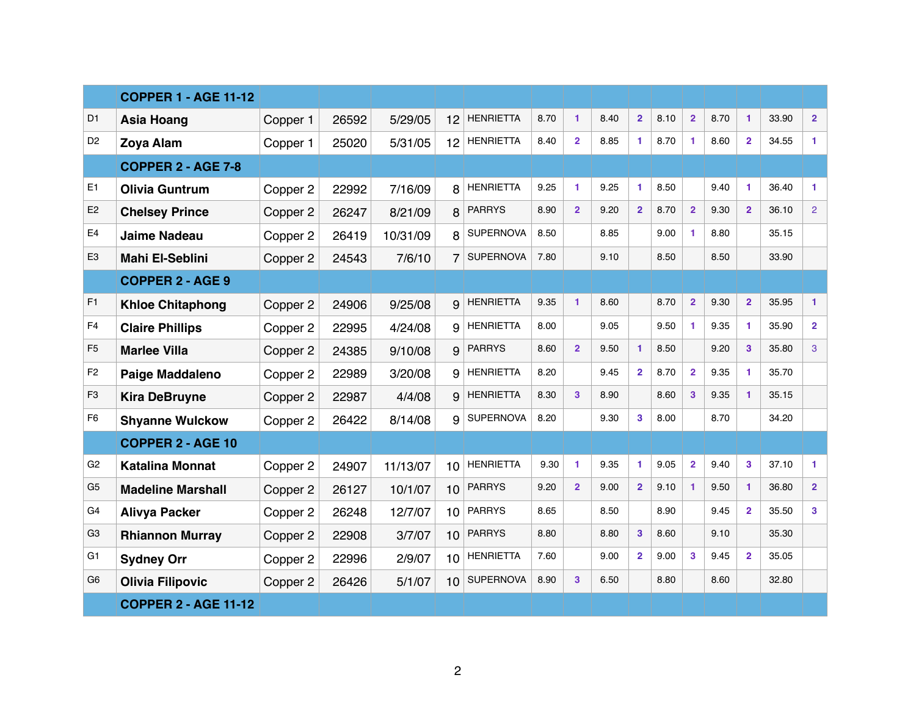| | COPPER 1 - AGE 11-12 | | | | | | | | | | | | | | | |
|---|---|---|---|---|---|---|---|---|---|---|---|---|---|---|---|---|
| D1 | Asia Hoang | Copper 1 | 26592 | 5/29/05 | 12 | HENRIETTA | 8.70 | 1 | 8.40 | 2 | 8.10 | 2 | 8.70 | 1 | 33.90 | 2 |
| D2 | Zoya Alam | Copper 1 | 25020 | 5/31/05 | 12 | HENRIETTA | 8.40 | 2 | 8.85 | 1 | 8.70 | 1 | 8.60 | 2 | 34.55 | 1 |
| | **COPPER 2 - AGE 7-8** | | | | | | | | | | | | | | | |
| E1 | Olivia Guntrum | Copper 2 | 22992 | 7/16/09 | 8 | HENRIETTA | 9.25 | 1 | 9.25 | 1 | 8.50 | | 9.40 | 1 | 36.40 | 1 |
| E2 | Chelsey Prince | Copper 2 | 26247 | 8/21/09 | 8 | PARRYS | 8.90 | 2 | 9.20 | 2 | 8.70 | 2 | 9.30 | 2 | 36.10 | 2 |
| E4 | Jaime Nadeau | Copper 2 | 26419 | 10/31/09 | 8 | SUPERNOVA | 8.50 | | 8.85 | | 9.00 | 1 | 8.80 | | 35.15 | |
| E3 | Mahi El-Seblini | Copper 2 | 24543 | 7/6/10 | 7 | SUPERNOVA | 7.80 | | 9.10 | | 8.50 | | 8.50 | | 33.90 | |
| | **COPPER 2 - AGE 9** | | | | | | | | | | | | | | | |
| F1 | Khloe Chitaphong | Copper 2 | 24906 | 9/25/08 | 9 | HENRIETTA | 9.35 | 1 | 8.60 | | 8.70 | 2 | 9.30 | 2 | 35.95 | 1 |
| F4 | Claire Phillips | Copper 2 | 22995 | 4/24/08 | 9 | HENRIETTA | 8.00 | | 9.05 | | 9.50 | 1 | 9.35 | 1 | 35.90 | 2 |
| F5 | Marlee Villa | Copper 2 | 24385 | 9/10/08 | 9 | PARRYS | 8.60 | 2 | 9.50 | 1 | 8.50 | | 9.20 | 3 | 35.80 | 3 |
| F2 | Paige Maddaleno | Copper 2 | 22989 | 3/20/08 | 9 | HENRIETTA | 8.20 | | 9.45 | 2 | 8.70 | 2 | 9.35 | 1 | 35.70 | |
| F3 | Kira DeBruyne | Copper 2 | 22987 | 4/4/08 | 9 | HENRIETTA | 8.30 | 3 | 8.90 | | 8.60 | 3 | 9.35 | 1 | 35.15 | |
| F6 | Shyanne Wulckow | Copper 2 | 26422 | 8/14/08 | 9 | SUPERNOVA | 8.20 | | 9.30 | 3 | 8.00 | | 8.70 | | 34.20 | |
| | **COPPER 2 - AGE 10** | | | | | | | | | | | | | | | |
| G2 | Katalina Monnat | Copper 2 | 24907 | 11/13/07 | 10 | HENRIETTA | 9.30 | 1 | 9.35 | 1 | 9.05 | 2 | 9.40 | 3 | 37.10 | 1 |
| G5 | Madeline Marshall | Copper 2 | 26127 | 10/1/07 | 10 | PARRYS | 9.20 | 2 | 9.00 | 2 | 9.10 | 1 | 9.50 | 1 | 36.80 | 2 |
| G4 | Alivya Packer | Copper 2 | 26248 | 12/7/07 | 10 | PARRYS | 8.65 | | 8.50 | | 8.90 | | 9.45 | 2 | 35.50 | 3 |
| G3 | Rhiannon Murray | Copper 2 | 22908 | 3/7/07 | 10 | PARRYS | 8.80 | | 8.80 | 3 | 8.60 | | 9.10 | | 35.30 | |
| G1 | Sydney Orr | Copper 2 | 22996 | 2/9/07 | 10 | HENRIETTA | 7.60 | | 9.00 | 2 | 9.00 | 3 | 9.45 | 2 | 35.05 | |
| G6 | Olivia Filipovic | Copper 2 | 26426 | 5/1/07 | 10 | SUPERNOVA | 8.90 | 3 | 6.50 | | 8.80 | | 8.60 | | 32.80 | |
| | **COPPER 2 - AGE 11-12** | | | | | | | | | | | | | | | |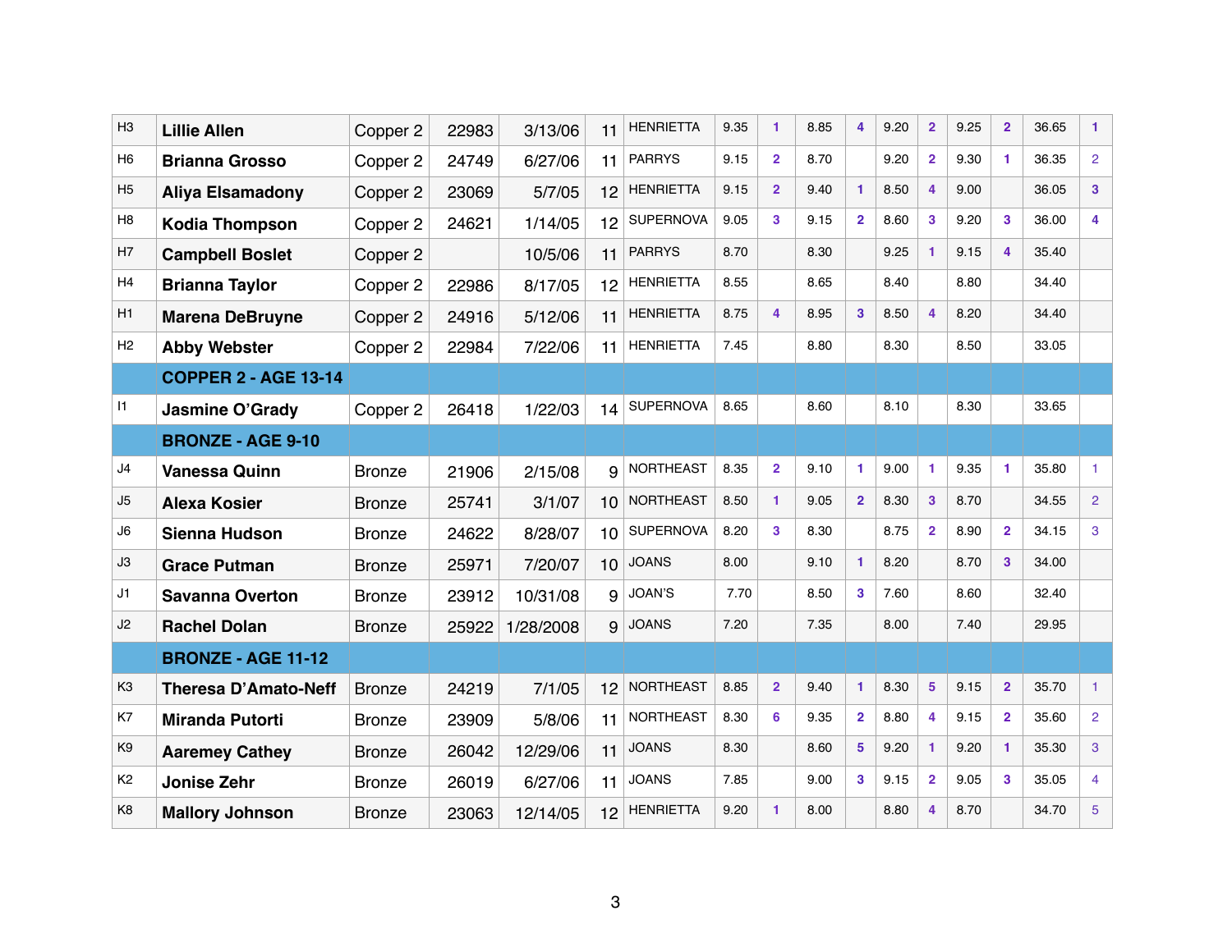| | | | | | | | | | | | | | | | | |
|---|---|---|---|---|---|---|---|---|---|---|---|---|---|---|---|---|
| H3 | **Lillie Allen** | Copper 2 | 22983 | 3/13/06 | 11 | HENRIETTA | 9.35 | 1 | 8.85 | 4 | 9.20 | 2 | 9.25 | 2 | 36.65 | 1 |
| H6 | **Brianna Grosso** | Copper 2 | 24749 | 6/27/06 | 11 | PARRYS | 9.15 | 2 | 8.70 | | 9.20 | 2 | 9.30 | 1 | 36.35 | 2 |
| H5 | **Aliya Elsamadony** | Copper 2 | 23069 | 5/7/05 | 12 | HENRIETTA | 9.15 | 2 | 9.40 | 1 | 8.50 | 4 | 9.00 | | 36.05 | 3 |
| H8 | **Kodia Thompson** | Copper 2 | 24621 | 1/14/05 | 12 | SUPERNOVA | 9.05 | 3 | 9.15 | 2 | 8.60 | 3 | 9.20 | 3 | 36.00 | 4 |
| H7 | **Campbell Boslet** | Copper 2 | | 10/5/06 | 11 | PARRYS | 8.70 | | 8.30 | | 9.25 | 1 | 9.15 | 4 | 35.40 | |
| H4 | **Brianna Taylor** | Copper 2 | 22986 | 8/17/05 | 12 | HENRIETTA | 8.55 | | 8.65 | | 8.40 | | 8.80 | | 34.40 | |
| H1 | **Marena DeBruyne** | Copper 2 | 24916 | 5/12/06 | 11 | HENRIETTA | 8.75 | 4 | 8.95 | 3 | 8.50 | 4 | 8.20 | | 34.40 | |
| H2 | **Abby Webster** | Copper 2 | 22984 | 7/22/06 | 11 | HENRIETTA | 7.45 | | 8.80 | | 8.30 | | 8.50 | | 33.05 | |
| | **COPPER 2 - AGE 13-14** | | | | | | | | | | | | | | | |
| I1 | **Jasmine O'Grady** | Copper 2 | 26418 | 1/22/03 | 14 | SUPERNOVA | 8.65 | | 8.60 | | 8.10 | | 8.30 | | 33.65 | |
| | **BRONZE - AGE 9-10** | | | | | | | | | | | | | | | |
| J4 | **Vanessa Quinn** | Bronze | 21906 | 2/15/08 | 9 | NORTHEAST | 8.35 | 2 | 9.10 | 1 | 9.00 | 1 | 9.35 | 1 | 35.80 | 1 |
| J5 | **Alexa Kosier** | Bronze | 25741 | 3/1/07 | 10 | NORTHEAST | 8.50 | 1 | 9.05 | 2 | 8.30 | 3 | 8.70 | | 34.55 | 2 |
| J6 | **Sienna Hudson** | Bronze | 24622 | 8/28/07 | 10 | SUPERNOVA | 8.20 | 3 | 8.30 | | 8.75 | 2 | 8.90 | 2 | 34.15 | 3 |
| J3 | **Grace Putman** | Bronze | 25971 | 7/20/07 | 10 | JOANS | 8.00 | | 9.10 | 1 | 8.20 | | 8.70 | 3 | 34.00 | |
| J1 | **Savanna Overton** | Bronze | 23912 | 10/31/08 | 9 | JOAN'S | 7.70 | | 8.50 | 3 | 7.60 | | 8.60 | | 32.40 | |
| J2 | **Rachel Dolan** | Bronze | 25922 | 1/28/2008 | 9 | JOANS | 7.20 | | 7.35 | | 8.00 | | 7.40 | | 29.95 | |
| | **BRONZE - AGE 11-12** | | | | | | | | | | | | | | | |
| K3 | **Theresa D'Amato-Neff** | Bronze | 24219 | 7/1/05 | 12 | NORTHEAST | 8.85 | 2 | 9.40 | 1 | 8.30 | 5 | 9.15 | 2 | 35.70 | 1 |
| K7 | **Miranda Putorti** | Bronze | 23909 | 5/8/06 | 11 | NORTHEAST | 8.30 | 6 | 9.35 | 2 | 8.80 | 4 | 9.15 | 2 | 35.60 | 2 |
| K9 | **Aaremey Cathey** | Bronze | 26042 | 12/29/06 | 11 | JOANS | 8.30 | | 8.60 | 5 | 9.20 | 1 | 9.20 | 1 | 35.30 | 3 |
| K2 | **Jonise Zehr** | Bronze | 26019 | 6/27/06 | 11 | JOANS | 7.85 | | 9.00 | 3 | 9.15 | 2 | 9.05 | 3 | 35.05 | 4 |
| K8 | **Mallory Johnson** | Bronze | 23063 | 12/14/05 | 12 | HENRIETTA | 9.20 | 1 | 8.00 | | 8.80 | 4 | 8.70 | | 34.70 | 5 |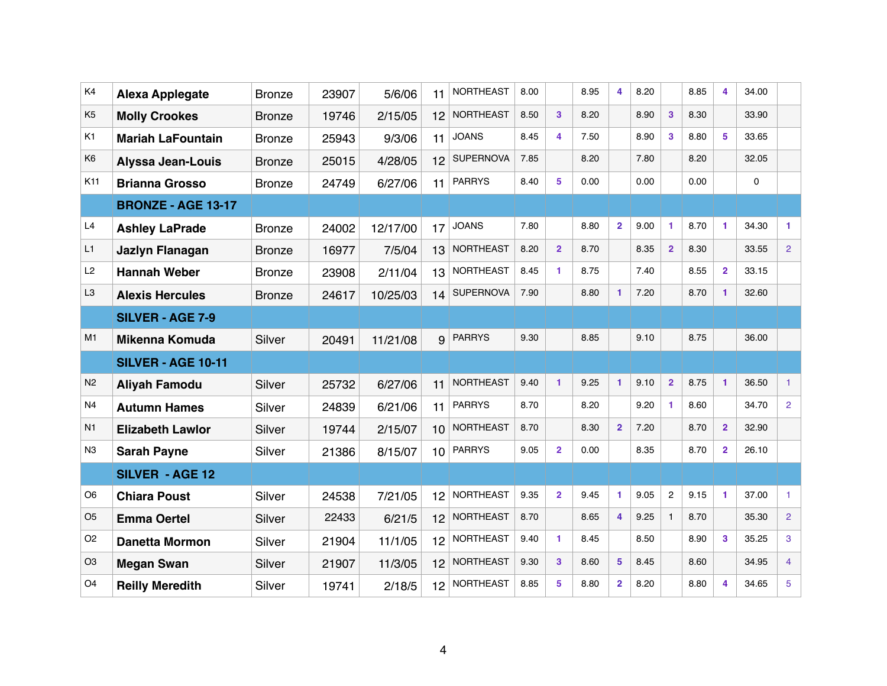| | | | | | | | | | | | | | | | | |
|---|---|---|---|---|---|---|---|---|---|---|---|---|---|---|---|---|
| K4 | **Alexa Applegate** | Bronze | 23907 | 5/6/06 | 11 | NORTHEAST | 8.00 | | 8.95 | 4 | 8.20 | | 8.85 | 4 | 34.00 | |
| K5 | **Molly Crookes** | Bronze | 19746 | 2/15/05 | 12 | NORTHEAST | 8.50 | 3 | 8.20 | | 8.90 | 3 | 8.30 | | 33.90 | |
| K1 | **Mariah LaFountain** | Bronze | 25943 | 9/3/06 | 11 | JOANS | 8.45 | 4 | 7.50 | | 8.90 | 3 | 8.80 | 5 | 33.65 | |
| K6 | **Alyssa Jean-Louis** | Bronze | 25015 | 4/28/05 | 12 | SUPERNOVA | 7.85 | | 8.20 | | 7.80 | | 8.20 | | 32.05 | |
| K11 | **Brianna Grosso** | Bronze | 24749 | 6/27/06 | 11 | PARRYS | 8.40 | 5 | 0.00 | | 0.00 | | 0.00 | | 0 | |
| | **BRONZE - AGE 13-17** | | | | | | | | | | | | | | | |
| L4 | **Ashley LaPrade** | Bronze | 24002 | 12/17/00 | 17 | JOANS | 7.80 | | 8.80 | 2 | 9.00 | 1 | 8.70 | 1 | 34.30 | 1 |
| L1 | **Jazlyn Flanagan** | Bronze | 16977 | 7/5/04 | 13 | NORTHEAST | 8.20 | 2 | 8.70 | | 8.35 | 2 | 8.30 | | 33.55 | 2 |
| L2 | **Hannah Weber** | Bronze | 23908 | 2/11/04 | 13 | NORTHEAST | 8.45 | 1 | 8.75 | | 7.40 | | 8.55 | 2 | 33.15 | |
| L3 | **Alexis Hercules** | Bronze | 24617 | 10/25/03 | 14 | SUPERNOVA | 7.90 | | 8.80 | 1 | 7.20 | | 8.70 | 1 | 32.60 | |
| | **SILVER - AGE 7-9** | | | | | | | | | | | | | | | |
| M1 | **Mikenna Komuda** | Silver | 20491 | 11/21/08 | 9 | PARRYS | 9.30 | | 8.85 | | 9.10 | | 8.75 | | 36.00 | |
| | **SILVER - AGE 10-11** | | | | | | | | | | | | | | | |
| N2 | **Aliyah Famodu** | Silver | 25732 | 6/27/06 | 11 | NORTHEAST | 9.40 | 1 | 9.25 | 1 | 9.10 | 2 | 8.75 | 1 | 36.50 | 1 |
| N4 | **Autumn Hames** | Silver | 24839 | 6/21/06 | 11 | PARRYS | 8.70 | | 8.20 | | 9.20 | 1 | 8.60 | | 34.70 | 2 |
| N1 | **Elizabeth Lawlor** | Silver | 19744 | 2/15/07 | 10 | NORTHEAST | 8.70 | | 8.30 | 2 | 7.20 | | 8.70 | 2 | 32.90 | |
| N3 | **Sarah Payne** | Silver | 21386 | 8/15/07 | 10 | PARRYS | 9.05 | 2 | 0.00 | | 8.35 | | 8.70 | 2 | 26.10 | |
| | **SILVER - AGE 12** | | | | | | | | | | | | | | | |
| O6 | **Chiara Poust** | Silver | 24538 | 7/21/05 | 12 | NORTHEAST | 9.35 | 2 | 9.45 | 1 | 9.05 | 2 | 9.15 | 1 | 37.00 | 1 |
| O5 | **Emma Oertel** | Silver | 22433 | 6/21/5 | 12 | NORTHEAST | 8.70 | | 8.65 | 4 | 9.25 | 1 | 8.70 | | 35.30 | 2 |
| O2 | **Danetta Mormon** | Silver | 21904 | 11/1/05 | 12 | NORTHEAST | 9.40 | 1 | 8.45 | | 8.50 | | 8.90 | 3 | 35.25 | 3 |
| O3 | **Megan Swan** | Silver | 21907 | 11/3/05 | 12 | NORTHEAST | 9.30 | 3 | 8.60 | 5 | 8.45 | | 8.60 | | 34.95 | 4 |
| O4 | **Reilly Meredith** | Silver | 19741 | 2/18/5 | 12 | NORTHEAST | 8.85 | 5 | 8.80 | 2 | 8.20 | | 8.80 | 4 | 34.65 | 5 |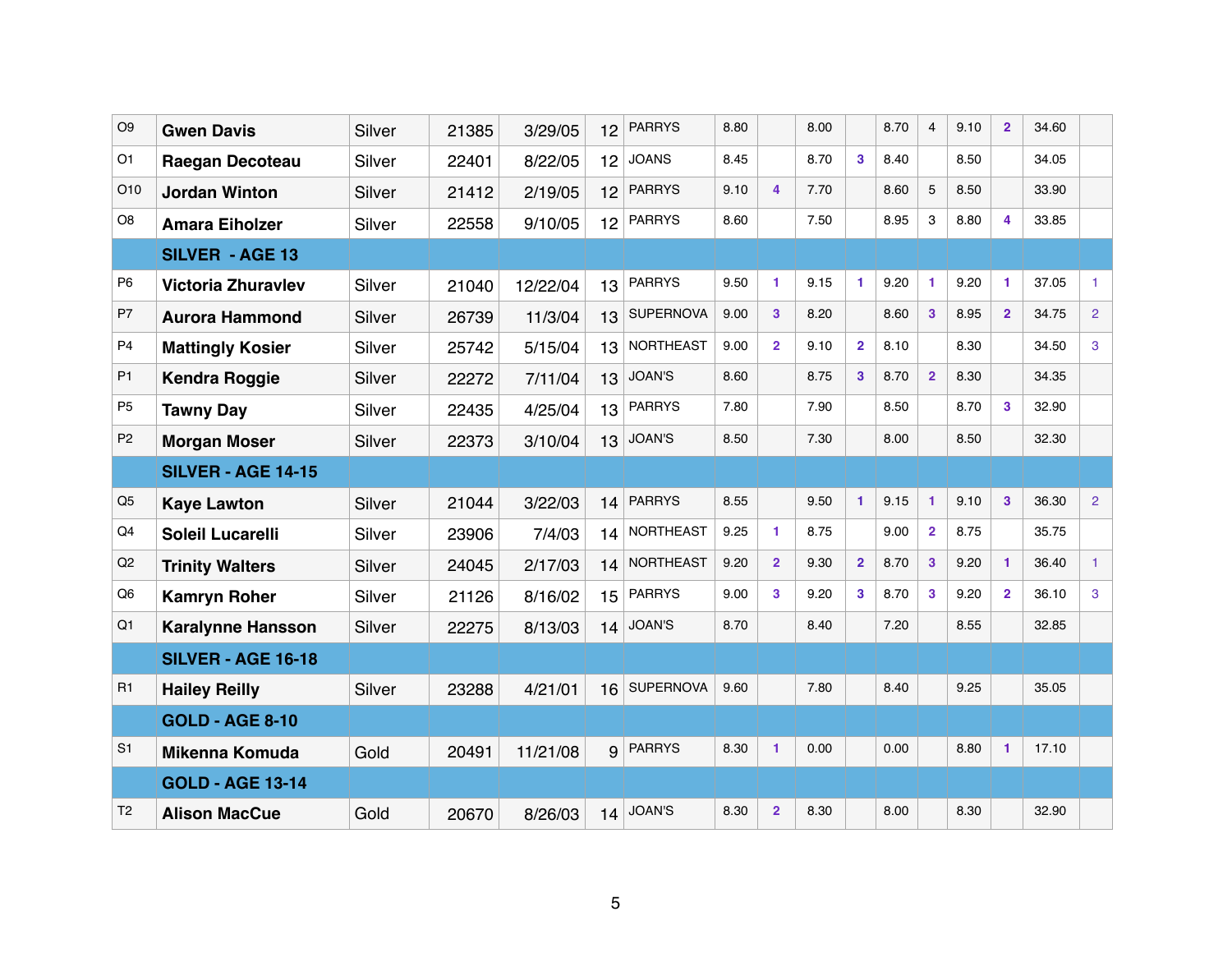| | | | | | | | | | | | | | | | | |
|---|---|---|---|---|---|---|---|---|---|---|---|---|---|---|---|---|
| O9 | **Gwen Davis** | Silver | 21385 | 3/29/05 | 12 | PARRYS | 8.80 | | 8.00 | | 8.70 | 4 | 9.10 | 2 | 34.60 | |
| O1 | **Raegan Decoteau** | Silver | 22401 | 8/22/05 | 12 | JOANS | 8.45 | | 8.70 | 3 | 8.40 | | 8.50 | | 34.05 | |
| O10 | **Jordan Winton** | Silver | 21412 | 2/19/05 | 12 | PARRYS | 9.10 | 4 | 7.70 | | 8.60 | 5 | 8.50 | | 33.90 | |
| O8 | **Amara Eiholzer** | Silver | 22558 | 9/10/05 | 12 | PARRYS | 8.60 | | 7.50 | | 8.95 | 3 | 8.80 | 4 | 33.85 | |
| | **SILVER - AGE 13** | | | | | | | | | | | | | | | |
| P6 | **Victoria Zhuravlev** | Silver | 21040 | 12/22/04 | 13 | PARRYS | 9.50 | 1 | 9.15 | 1 | 9.20 | 1 | 9.20 | 1 | 37.05 | 1 |
| P7 | **Aurora Hammond** | Silver | 26739 | 11/3/04 | 13 | SUPERNOVA | 9.00 | 3 | 8.20 | | 8.60 | 3 | 8.95 | 2 | 34.75 | 2 |
| P4 | **Mattingly Kosier** | Silver | 25742 | 5/15/04 | 13 | NORTHEAST | 9.00 | 2 | 9.10 | 2 | 8.10 | | 8.30 | | 34.50 | 3 |
| P1 | **Kendra Roggie** | Silver | 22272 | 7/11/04 | 13 | JOAN'S | 8.60 | | 8.75 | 3 | 8.70 | 2 | 8.30 | | 34.35 | |
| P5 | **Tawny Day** | Silver | 22435 | 4/25/04 | 13 | PARRYS | 7.80 | | 7.90 | | 8.50 | | 8.70 | 3 | 32.90 | |
| P2 | **Morgan Moser** | Silver | 22373 | 3/10/04 | 13 | JOAN'S | 8.50 | | 7.30 | | 8.00 | | 8.50 | | 32.30 | |
| | **SILVER - AGE 14-15** | | | | | | | | | | | | | | | |
| Q5 | **Kaye Lawton** | Silver | 21044 | 3/22/03 | 14 | PARRYS | 8.55 | | 9.50 | 1 | 9.15 | 1 | 9.10 | 3 | 36.30 | 2 |
| Q4 | **Soleil Lucarelli** | Silver | 23906 | 7/4/03 | 14 | NORTHEAST | 9.25 | 1 | 8.75 | | 9.00 | 2 | 8.75 | | 35.75 | |
| Q2 | **Trinity Walters** | Silver | 24045 | 2/17/03 | 14 | NORTHEAST | 9.20 | 2 | 9.30 | 2 | 8.70 | 3 | 9.20 | 1 | 36.40 | 1 |
| Q6 | **Kamryn Roher** | Silver | 21126 | 8/16/02 | 15 | PARRYS | 9.00 | 3 | 9.20 | 3 | 8.70 | 3 | 9.20 | 2 | 36.10 | 3 |
| Q1 | **Karalynne Hansson** | Silver | 22275 | 8/13/03 | 14 | JOAN'S | 8.70 | | 8.40 | | 7.20 | | 8.55 | | 32.85 | |
| | **SILVER - AGE 16-18** | | | | | | | | | | | | | | | |
| R1 | **Hailey Reilly** | Silver | 23288 | 4/21/01 | 16 | SUPERNOVA | 9.60 | | 7.80 | | 8.40 | | 9.25 | | 35.05 | |
| | **GOLD - AGE 8-10** | | | | | | | | | | | | | | | |
| S1 | **Mikenna Komuda** | Gold | 20491 | 11/21/08 | 9 | PARRYS | 8.30 | 1 | 0.00 | | 0.00 | | 8.80 | 1 | 17.10 | |
| | **GOLD - AGE 13-14** | | | | | | | | | | | | | | | |
| T2 | **Alison MacCue** | Gold | 20670 | 8/26/03 | 14 | JOAN'S | 8.30 | 2 | 8.30 | | 8.00 | | 8.30 | | 32.90 | |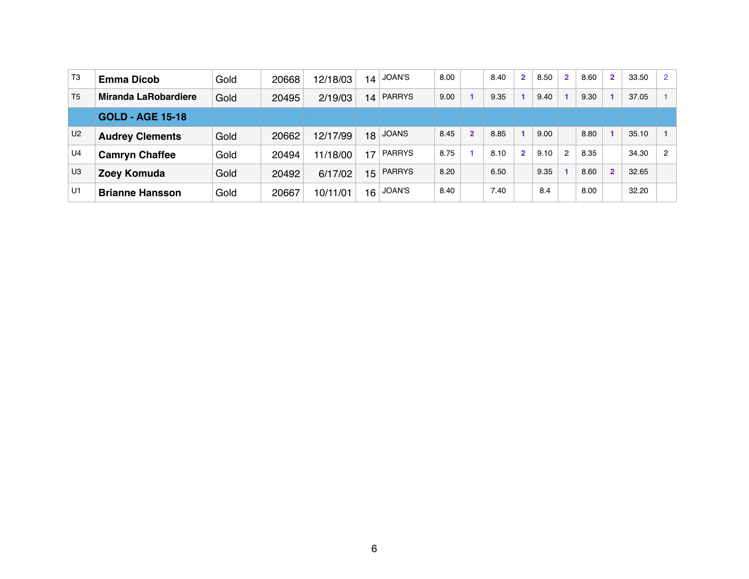| | | | | | | | | | | | | | | | | |
|---|---|---|---|---|---|---|---|---|---|---|---|---|---|---|---|---|
| T3 | **Emma Dicob** | Gold | 20668 | 12/18/03 | 14 | JOAN'S | 8.00 | | 8.40 | 2 | 8.50 | 2 | 8.60 | 2 | 33.50 | 2 |
| T5 | **Miranda LaRobardiere** | Gold | 20495 | 2/19/03 | 14 | PARRYS | 9.00 | 1 | 9.35 | 1 | 9.40 | 1 | 9.30 | 1 | 37.05 | 1 |
| | **GOLD - AGE 15-18** | | | | | | | | | | | | | | | |
| U2 | **Audrey Clements** | Gold | 20662 | 12/17/99 | 18 | JOANS | 8.45 | 2 | 8.85 | 1 | 9.00 | | 8.80 | 1 | 35.10 | 1 |
| U4 | **Camryn Chaffee** | Gold | 20494 | 11/18/00 | 17 | PARRYS | 8.75 | 1 | 8.10 | 2 | 9.10 | 2 | 8.35 | | 34.30 | 2 |
| U3 | **Zoey Komuda** | Gold | 20492 | 6/17/02 | 15 | PARRYS | 8.20 | | 6.50 | | 9.35 | 1 | 8.60 | 2 | 32.65 | |
| U1 | **Brianne Hansson** | Gold | 20667 | 10/11/01 | 16 | JOAN'S | 8.40 | | 7.40 | | 8.4 | | 8.00 | | 32.20 | |